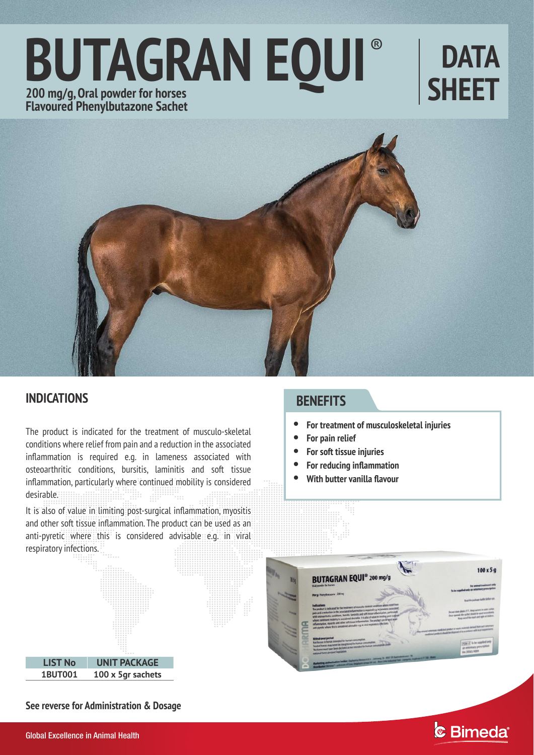# BUTAGRAN EQUI®

**200 mg/g, Oral powder for horses**
**Flavoured Phenylbutazone Sachet**

## DATA SHEET

## INDICATIONS

The product is indicated for the treatment of musculo-skeletal conditions where relief from pain and a reduction in the associated inflammation is required e.g. in lameness associated with osteoarthritic conditions, bursitis, laminitis and soft tissue inflammation, particularly where continued mobility is considered desirable.

It is also of value in limiting post-surgical inflammation, myositis and other soft tissue inflammation. The product can be used as an anti-pyretic where this is considered advisable e.g. in viral respiratory infections.

## BENEFITS

- **For treatment of musculoskeletal injuries**
- **For pain relief**
- **For soft tissue injuries**
- **For reducing inflammation**
- **With butter vanilla flavour**

| LIST No | UNIT PACKAGE |
| --- | --- |
| 1BUT001 | 100 x 5gr sachets |

**See reverse for Administration & Dosage**

Global Excellence in Animal Health

Bimeda®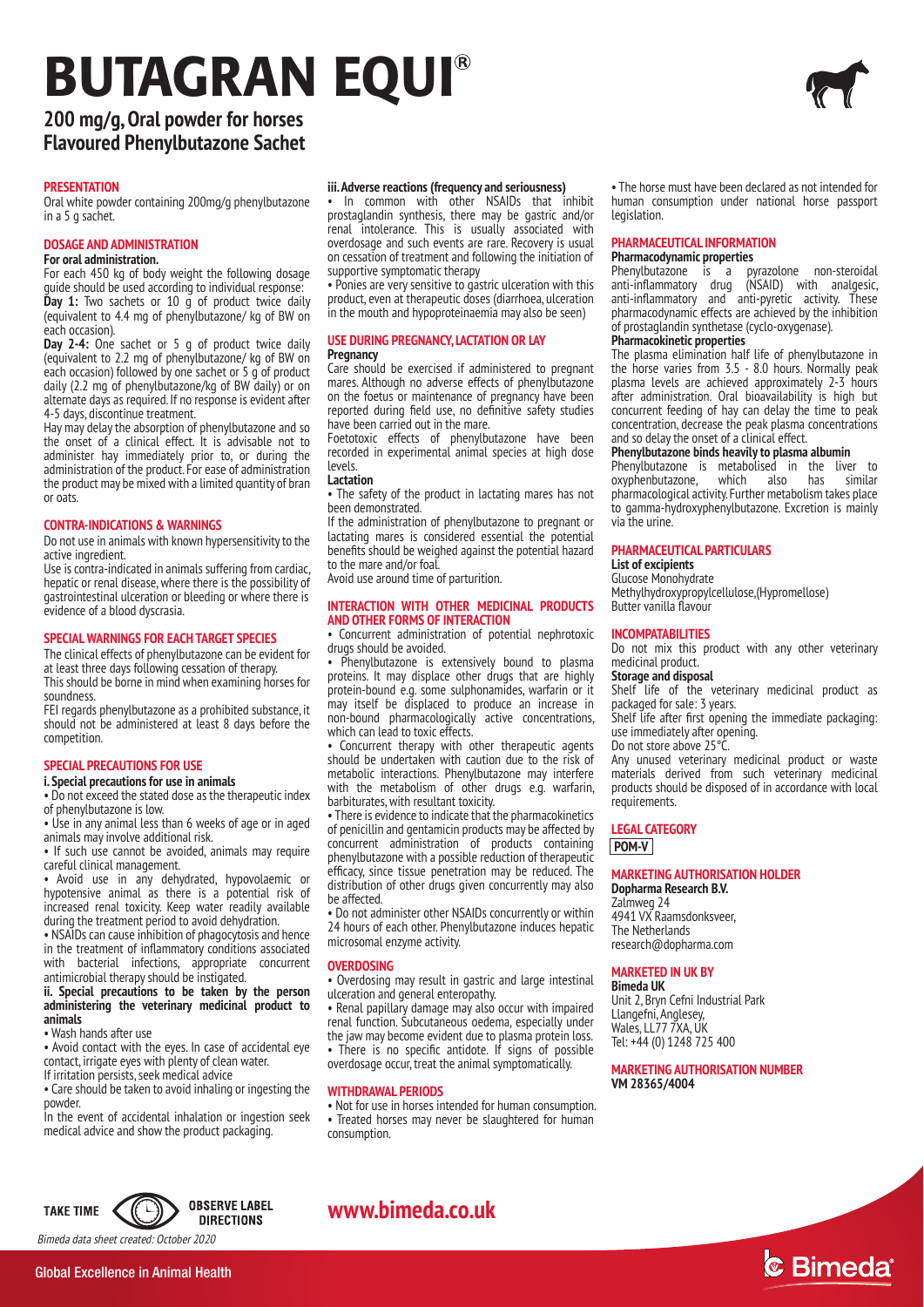# BUTAGRAN EQUI®

## 200 mg/g, Oral powder for horses Flavoured Phenylbutazone Sachet

### PRESENTATION

Oral white powder containing 200mg/g phenylbutazone in a 5 g sachet.

### DOSAGE AND ADMINISTRATION

**For oral administration.**

For each 450 kg of body weight the following dosage guide should be used according to individual response:

**Day 1:** Two sachets or 10 g of product twice daily (equivalent to 4.4 mg of phenylbutazone/ kg of BW on each occasion).

**Day 2-4:** One sachet or 5 g of product twice daily (equivalent to 2.2 mg of phenylbutazone/ kg of BW on each occasion) followed by one sachet or 5 g of product daily (2.2 mg of phenylbutazone/kg of BW daily) or on alternate days as required. If no response is evident after 4-5 days, discontinue treatment.

Hay may delay the absorption of phenylbutazone and so the onset of a clinical effect. It is advisable not to administer hay immediately prior to, or during the administration of the product. For ease of administration the product may be mixed with a limited quantity of bran or oats.

### CONTRA-INDICATIONS & WARNINGS

Do not use in animals with known hypersensitivity to the active ingredient.

Use is contra-indicated in animals suffering from cardiac, hepatic or renal disease, where there is the possibility of gastrointestinal ulceration or bleeding or where there is evidence of a blood dyscrasia.

### SPECIAL WARNINGS FOR EACH TARGET SPECIES

The clinical effects of phenylbutazone can be evident for at least three days following cessation of therapy.

This should be borne in mind when examining horses for soundness.

FEI regards phenylbutazone as a prohibited substance, it should not be administered at least 8 days before the competition.

### SPECIAL PRECAUTIONS FOR USE

**i. Special precautions for use in animals**

- Do not exceed the stated dose as the therapeutic index of phenylbutazone is low.
- Use in any animal less than 6 weeks of age or in aged animals may involve additional risk.
- If such use cannot be avoided, animals may require careful clinical management.
- Avoid use in any dehydrated, hypovolaemic or hypotensive animal as there is a potential risk of increased renal toxicity. Keep water readily available during the treatment period to avoid dehydration.
- NSAIDs can cause inhibition of phagocytosis and hence in the treatment of inflammatory conditions associated with bacterial infections, appropriate concurrent antimicrobial therapy should be instigated.

**ii. Special precautions to be taken by the person administering the veterinary medicinal product to animals**

- Wash hands after use
- Avoid contact with the eyes. In case of accidental eye contact, irrigate eyes with plenty of clean water.

If irritation persists, seek medical advice

- Care should be taken to avoid inhaling or ingesting the powder.

In the event of accidental inhalation or ingestion seek medical advice and show the product packaging.

**iii. Adverse reactions (frequency and seriousness)**

- In common with other NSAIDs that inhibit prostaglandin synthesis, there may be gastric and/or renal intolerance. This is usually associated with overdosage and such events are rare. Recovery is usual on cessation of treatment and following the initiation of supportive symptomatic therapy
- Ponies are very sensitive to gastric ulceration with this product, even at therapeutic doses (diarrhoea, ulceration in the mouth and hypoproteinaemia may also be seen)

### USE DURING PREGNANCY, LACTATION OR LAY

**Pregnancy**

Care should be exercised if administered to pregnant mares. Although no adverse effects of phenylbutazone on the foetus or maintenance of pregnancy have been reported during field use, no definitive safety studies have been carried out in the mare.

Foetotoxic effects of phenylbutazone have been recorded in experimental animal species at high dose levels.

**Lactation**

- The safety of the product in lactating mares has not been demonstrated.

If the administration of phenylbutazone to pregnant or lactating mares is considered essential the potential benefits should be weighed against the potential hazard to the mare and/or foal.

Avoid use around time of parturition.

### INTERACTION WITH OTHER MEDICINAL PRODUCTS AND OTHER FORMS OF INTERACTION

- Concurrent administration of potential nephrotoxic drugs should be avoided.
- Phenylbutazone is extensively bound to plasma proteins. It may displace other drugs that are highly protein-bound e.g. some sulphonamides, warfarin or it may itself be displaced to produce an increase in non-bound pharmacologically active concentrations, which can lead to toxic effects.
- Concurrent therapy with other therapeutic agents should be undertaken with caution due to the risk of metabolic interactions. Phenylbutazone may interfere with the metabolism of other drugs e.g. warfarin, barbiturates, with resultant toxicity.
- There is evidence to indicate that the pharmacokinetics of penicillin and gentamicin products may be affected by concurrent administration of products containing phenylbutazone with a possible reduction of therapeutic efficacy, since tissue penetration may be reduced. The distribution of other drugs given concurrently may also be affected.
- Do not administer other NSAIDs concurrently or within 24 hours of each other. Phenylbutazone induces hepatic microsomal enzyme activity.

### OVERDOSING

- Overdosing may result in gastric and large intestinal ulceration and general enteropathy.
- Renal papillary damage may also occur with impaired renal function. Subcutaneous oedema, especially under the jaw may become evident due to plasma protein loss.
- There is no specific antidote. If signs of possible overdosage occur, treat the animal symptomatically.

### WITHDRAWAL PERIODS

- Not for use in horses intended for human consumption.
- Treated horses may never be slaughtered for human consumption.
- The horse must have been declared as not intended for human consumption under national horse passport legislation.

### PHARMACEUTICAL INFORMATION

**Pharmacodynamic properties**

Phenylbutazone is a pyrazolone non-steroidal anti-inflammatory drug (NSAID) with analgesic, anti-inflammatory and anti-pyretic activity. These pharmacodynamic effects are achieved by the inhibition of prostaglandin synthetase (cyclo-oxygenase).

**Pharmacokinetic properties**

The plasma elimination half life of phenylbutazone in the horse varies from 3.5 - 8.0 hours. Normally peak plasma levels are achieved approximately 2-3 hours after administration. Oral bioavailability is high but concurrent feeding of hay can delay the time to peak concentration, decrease the peak plasma concentrations and so delay the onset of a clinical effect.

**Phenylbutazone binds heavily to plasma albumin**

Phenylbutazone is metabolised in the liver to oxyphenbutazone, which also has similar pharmacological activity. Further metabolism takes place to gamma-hydroxyphenylbutazone. Excretion is mainly via the urine.

### PHARMACEUTICAL PARTICULARS

**List of excipients**

Glucose Monohydrate
Methylhydroxypropylcellulose,(Hypromellose)
Butter vanilla flavour

### INCOMPATABILITIES

Do not mix this product with any other veterinary medicinal product.

**Storage and disposal**

Shelf life of the veterinary medicinal product as packaged for sale: 3 years.

Shelf life after first opening the immediate packaging: use immediately after opening.

Do not store above 25°C.

Any unused veterinary medicinal product or waste materials derived from such veterinary medicinal products should be disposed of in accordance with local requirements.

### LEGAL CATEGORY

POM-V

### MARKETING AUTHORISATION HOLDER

**Dopharma Research B.V.**
Zalmweg 24
4941 VX Raamsdonksveer,
The Netherlands
research@dopharma.com

### MARKETED IN UK BY

**Bimeda UK**
Unit 2, Bryn Cefni Industrial Park
Llangefni, Anglesey,
Wales, LL77 7XA, UK
Tel: +44 (0) 1248 725 400

### MARKETING AUTHORISATION NUMBER

VM 28365/4004

TAKE TIME — OBSERVE LABEL DIRECTIONS

**www.bimeda.co.uk**

*Bimeda data sheet created: October 2020*

Global Excellence in Animal Health

Bimeda